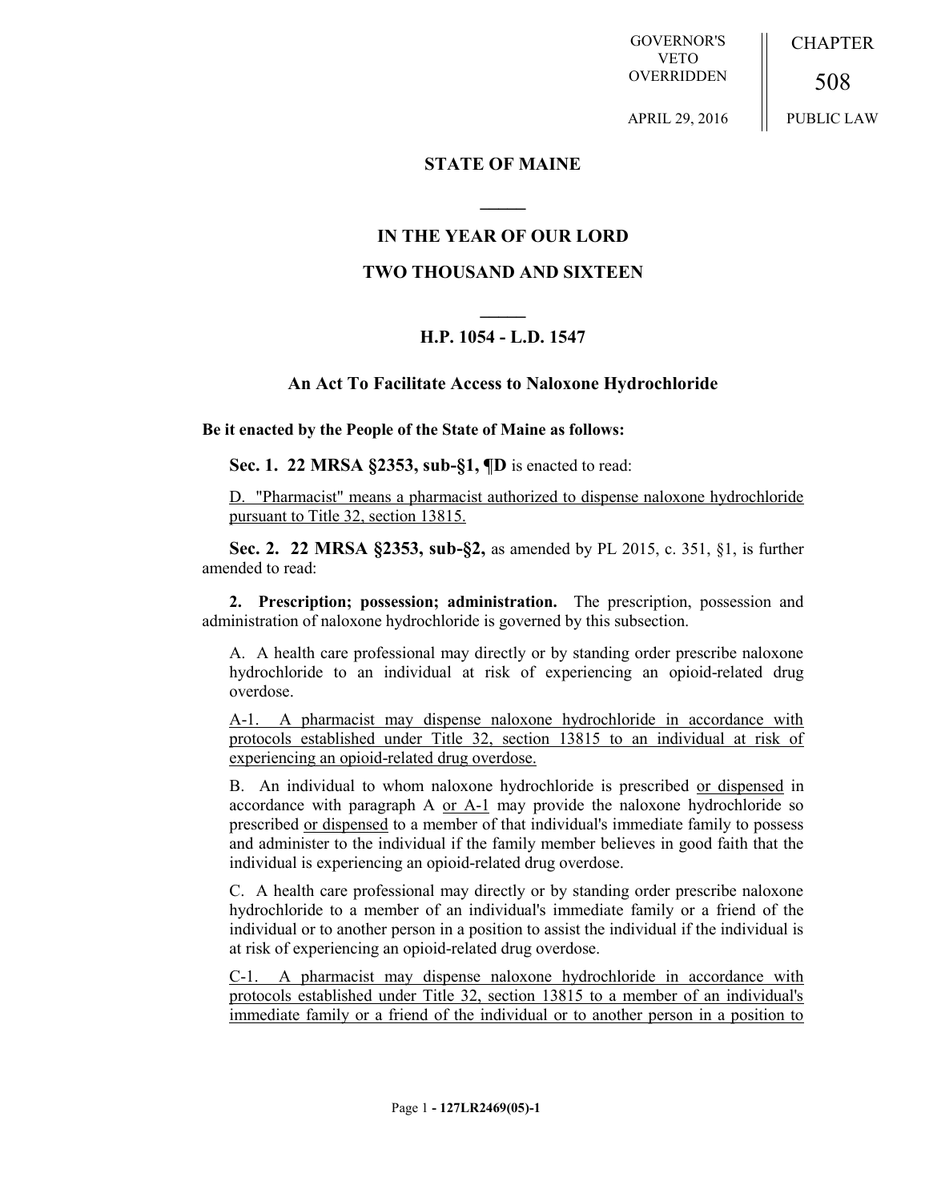GOVERNOR'S VETO OVERRIDDEN

APRIL 29, 2016

CHAPTER

508

PUBLIC LAW

**STATE OF MAINE**

**IN THE YEAR OF OUR LORD**

**TWO THOUSAND AND SIXTEEN**

**H.P. 1054 - L.D. 1547**

**An Act To Facilitate Access to Naloxone Hydrochloride**

**Be it enacted by the People of the State of Maine as follows:**

**Sec. 1. 22 MRSA §2353, sub-§1, ¶D** is enacted to read:

D. "Pharmacist" means a pharmacist authorized to dispense naloxone hydrochloride pursuant to Title 32, section 13815.

**Sec. 2. 22 MRSA §2353, sub-§2,** as amended by PL 2015, c. 351, §1, is further amended to read:

**2. Prescription; possession; administration.** The prescription, possession and administration of naloxone hydrochloride is governed by this subsection.

A. A health care professional may directly or by standing order prescribe naloxone hydrochloride to an individual at risk of experiencing an opioid-related drug overdose.

A-1. A pharmacist may dispense naloxone hydrochloride in accordance with protocols established under Title 32, section 13815 to an individual at risk of experiencing an opioid-related drug overdose.

B. An individual to whom naloxone hydrochloride is prescribed or dispensed in accordance with paragraph A or A-1 may provide the naloxone hydrochloride so prescribed or dispensed to a member of that individual's immediate family to possess and administer to the individual if the family member believes in good faith that the individual is experiencing an opioid-related drug overdose.

C. A health care professional may directly or by standing order prescribe naloxone hydrochloride to a member of an individual's immediate family or a friend of the individual or to another person in a position to assist the individual if the individual is at risk of experiencing an opioid-related drug overdose.

C-1. A pharmacist may dispense naloxone hydrochloride in accordance with protocols established under Title 32, section 13815 to a member of an individual's immediate family or a friend of the individual or to another person in a position to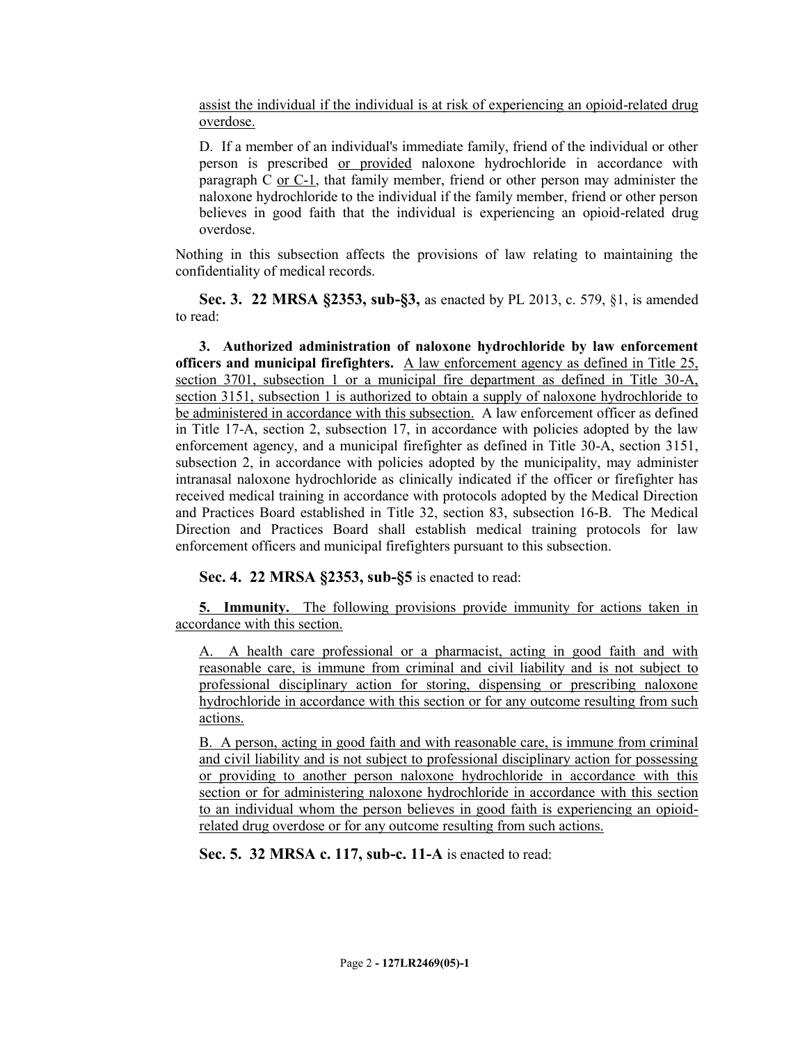assist the individual if the individual is at risk of experiencing an opioid-related drug overdose.

D. If a member of an individual's immediate family, friend of the individual or other person is prescribed or provided naloxone hydrochloride in accordance with paragraph C or C-1, that family member, friend or other person may administer the naloxone hydrochloride to the individual if the family member, friend or other person believes in good faith that the individual is experiencing an opioid-related drug overdose.

Nothing in this subsection affects the provisions of law relating to maintaining the confidentiality of medical records.

**Sec. 3. 22 MRSA §2353, sub-§3,** as enacted by PL 2013, c. 579, §1, is amended to read:

**3. Authorized administration of naloxone hydrochloride by law enforcement officers and municipal firefighters.** A law enforcement agency as defined in Title 25, section 3701, subsection 1 or a municipal fire department as defined in Title 30-A, section 3151, subsection 1 is authorized to obtain a supply of naloxone hydrochloride to be administered in accordance with this subsection. A law enforcement officer as defined in Title 17-A, section 2, subsection 17, in accordance with policies adopted by the law enforcement agency, and a municipal firefighter as defined in Title 30-A, section 3151, subsection 2, in accordance with policies adopted by the municipality, may administer intranasal naloxone hydrochloride as clinically indicated if the officer or firefighter has received medical training in accordance with protocols adopted by the Medical Direction and Practices Board established in Title 32, section 83, subsection 16-B. The Medical Direction and Practices Board shall establish medical training protocols for law enforcement officers and municipal firefighters pursuant to this subsection.

**Sec. 4. 22 MRSA §2353, sub-§5** is enacted to read:

**5. Immunity.** The following provisions provide immunity for actions taken in accordance with this section.

A. A health care professional or a pharmacist, acting in good faith and with reasonable care, is immune from criminal and civil liability and is not subject to professional disciplinary action for storing, dispensing or prescribing naloxone hydrochloride in accordance with this section or for any outcome resulting from such actions.

B. A person, acting in good faith and with reasonable care, is immune from criminal and civil liability and is not subject to professional disciplinary action for possessing or providing to another person naloxone hydrochloride in accordance with this section or for administering naloxone hydrochloride in accordance with this section to an individual whom the person believes in good faith is experiencing an opioid-related drug overdose or for any outcome resulting from such actions.

**Sec. 5. 32 MRSA c. 117, sub-c. 11-A** is enacted to read: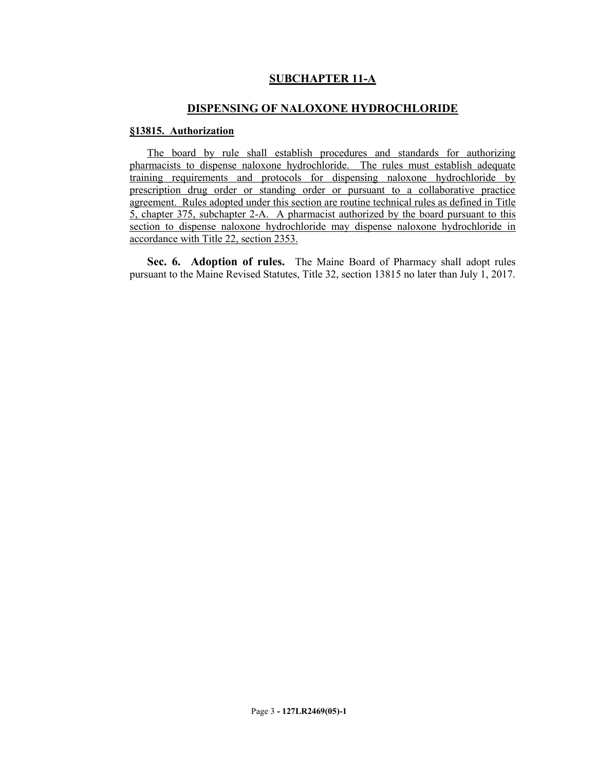## SUBCHAPTER 11-A

## DISPENSING OF NALOXONE HYDROCHLORIDE

**§13815. Authorization**

The board by rule shall establish procedures and standards for authorizing pharmacists to dispense naloxone hydrochloride. The rules must establish adequate training requirements and protocols for dispensing naloxone hydrochloride by prescription drug order or standing order or pursuant to a collaborative practice agreement. Rules adopted under this section are routine technical rules as defined in Title 5, chapter 375, subchapter 2-A. A pharmacist authorized by the board pursuant to this section to dispense naloxone hydrochloride may dispense naloxone hydrochloride in accordance with Title 22, section 2353.

**Sec. 6. Adoption of rules.** The Maine Board of Pharmacy shall adopt rules pursuant to the Maine Revised Statutes, Title 32, section 13815 no later than July 1, 2017.